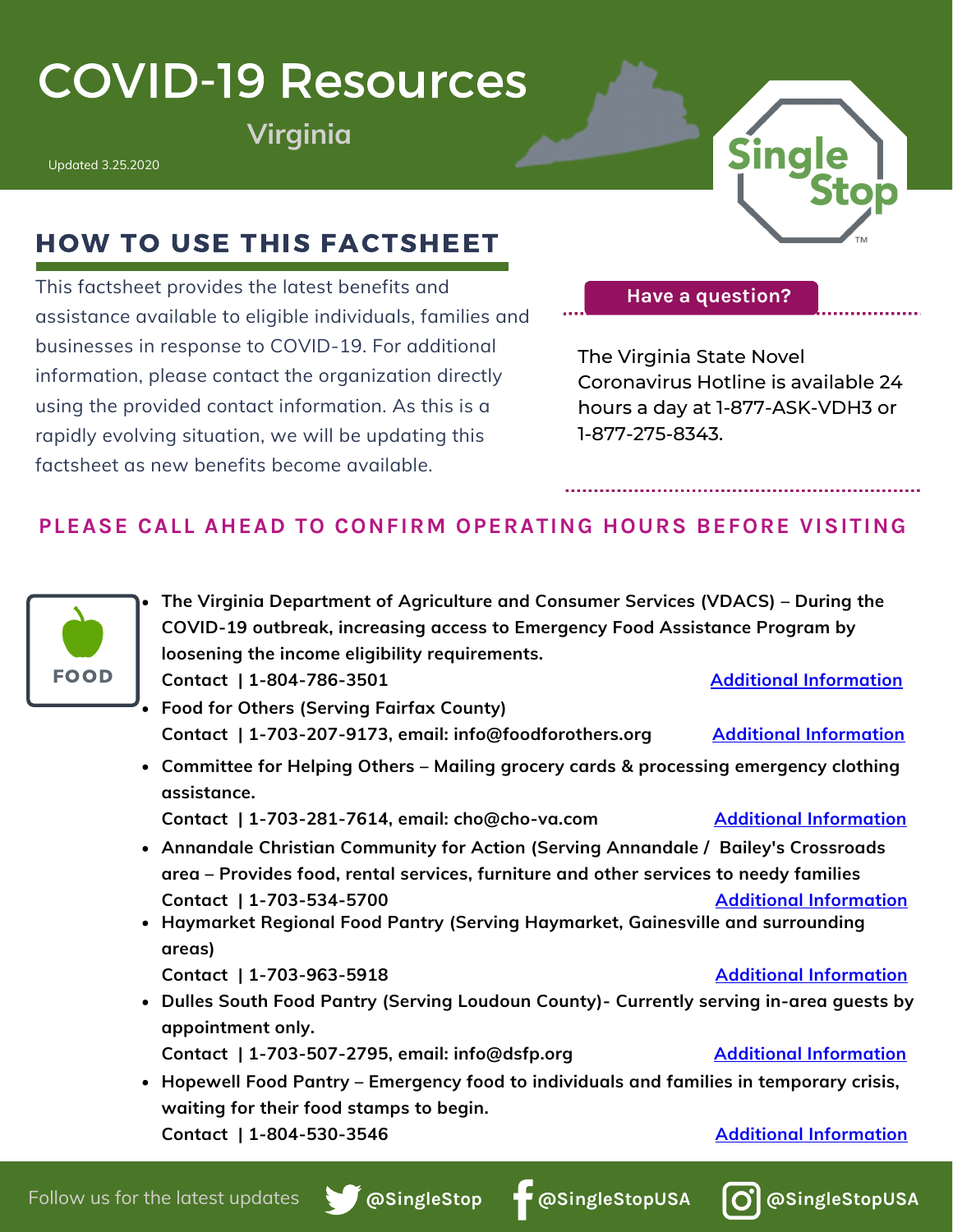# COVID-19 Resources

## Virginia

Updated 3.25.2020

## HOW TO USE THIS FACTSHEET

This factsheet provides the latest benefits and assistance available to eligible individuals, families and businesses in response to COVID-19. For additional information, please contact the organization directly using the provided contact information. As this is a rapidly evolving situation, we will be updating this factsheet as new benefits become available.

**Have a question?**

The Virginia State Novel Coronavirus Hotline is available 24 hours a day at 1-877-ASK-VDH3 or 1-877-275-8343.

**PLEASE CALL AHEAD TO CONFIRM OPERATING HOURS BEFORE VISITING**

### FOOD

- **The Virginia Department of Agriculture and Consumer Services (VDACS) – During the COVID-19 outbreak, increasing access to Emergency Food Assistance Program by loosening the income eligibility requirements.**
  **Contact | 1-804-786-3501** [Additional Information]
- **Food for Others (Serving Fairfax County)**
  **Contact | 1-703-207-9173, email: info@foodforothers.org** [Additional Information]
- **Committee for Helping Others – Mailing grocery cards & processing emergency clothing assistance.**
  **Contact | 1-703-281-7614, email: cho@cho-va.com** [Additional Information]
- **Annandale Christian Community for Action (Serving Annandale / Bailey's Crossroads area – Provides food, rental services, furniture and other services to needy families**
  **Contact | 1-703-534-5700** [Additional Information]
- **Haymarket Regional Food Pantry (Serving Haymarket, Gainesville and surrounding areas)**
  **Contact | 1-703-963-5918** [Additional Information]
- **Dulles South Food Pantry (Serving Loudoun County)- Currently serving in-area guests by appointment only.**
  **Contact | 1-703-507-2795, email: info@dsfp.org** [Additional Information]
- **Hopewell Food Pantry – Emergency food to individuals and families in temporary crisis, waiting for their food stamps to begin.**
  **Contact | 1-804-530-3546** [Additional Information]

Follow us for the latest updates @SingleStop @SingleStopUSA @SingleStopUSA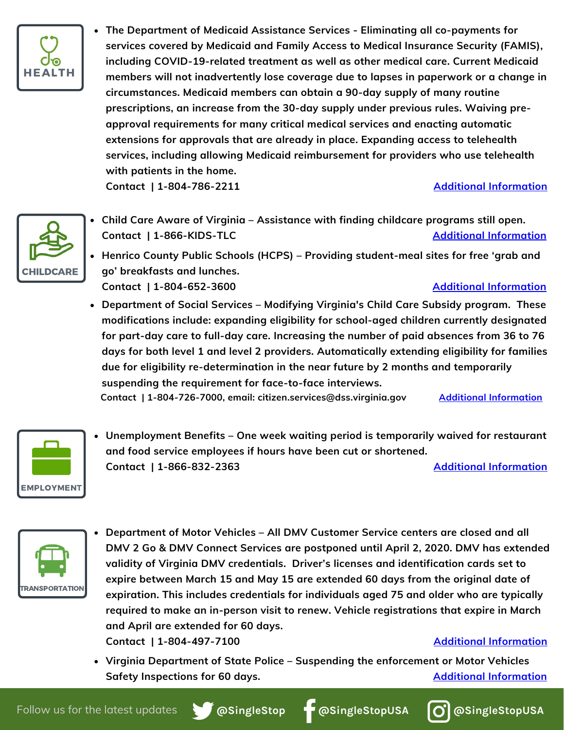**HEALTH**

- **The Department of Medicaid Assistance Services - Eliminating all co-payments for services covered by Medicaid and Family Access to Medical Insurance Security (FAMIS), including COVID-19-related treatment as well as other medical care. Current Medicaid members will not inadvertently lose coverage due to lapses in paperwork or a change in circumstances. Medicaid members can obtain a 90-day supply of many routine prescriptions, an increase from the 30-day supply under previous rules. Waiving pre-approval requirements for many critical medical services and enacting automatic extensions for approvals that are already in place. Expanding access to telehealth services, including allowing Medicaid reimbursement for providers who use telehealth with patients in the home.**
  **Contact | 1-804-786-2211** **Additional Information**

**CHILDCARE**

- **Child Care Aware of Virginia – Assistance with finding childcare programs still open.**
  **Contact | 1-866-KIDS-TLC** **Additional Information**
- **Henrico County Public Schools (HCPS) – Providing student-meal sites for free 'grab and go' breakfasts and lunches.**
  **Contact | 1-804-652-3600** **Additional Information**
- **Department of Social Services – Modifying Virginia's Child Care Subsidy program. These modifications include: expanding eligibility for school-aged children currently designated for part-day care to full-day care. Increasing the number of paid absences from 36 to 76 days for both level 1 and level 2 providers. Automatically extending eligibility for families due for eligibility re-determination in the near future by 2 months and temporarily suspending the requirement for face-to-face interviews.**
  **Contact | 1-804-726-7000, email: citizen.services@dss.virginia.gov** **Additional Information**

**EMPLOYMENT**

- **Unemployment Benefits – One week waiting period is temporarily waived for restaurant and food service employees if hours have been cut or shortened.**
  **Contact | 1-866-832-2363** **Additional Information**

**TRANSPORTATION**

- **Department of Motor Vehicles – All DMV Customer Service centers are closed and all DMV 2 Go & DMV Connect Services are postponed until April 2, 2020. DMV has extended validity of Virginia DMV credentials. Driver's licenses and identification cards set to expire between March 15 and May 15 are extended 60 days from the original date of expiration. This includes credentials for individuals aged 75 and older who are typically required to make an in-person visit to renew. Vehicle registrations that expire in March and April are extended for 60 days.**
  **Contact | 1-804-497-7100** **Additional Information**
- **Virginia Department of State Police – Suspending the enforcement or Motor Vehicles Safety Inspections for 60 days.** **Additional Information**

Follow us for the latest updates **@SingleStop** **@SingleStopUSA** **@SingleStopUSA**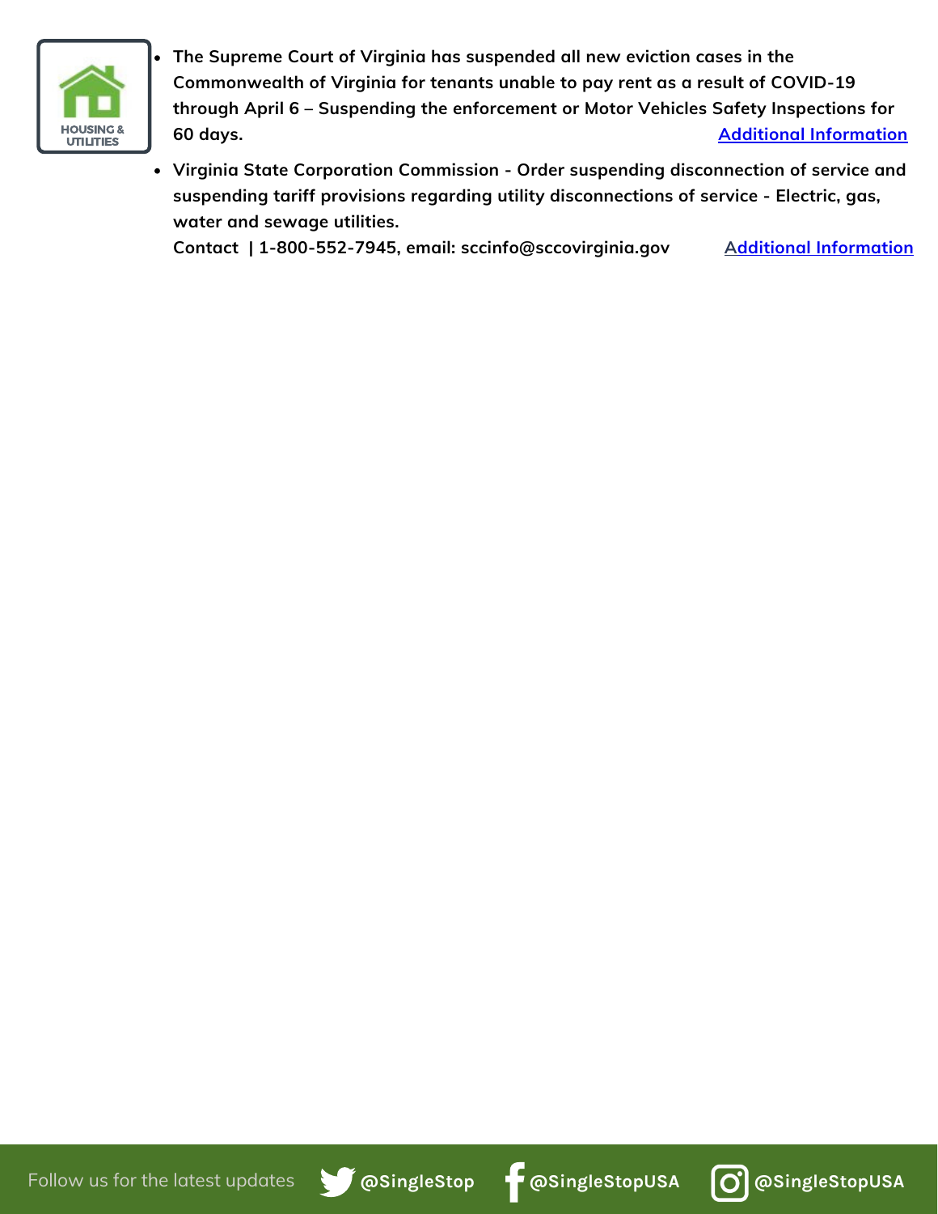HOUSING & UTILITIES

- **The Supreme Court of Virginia has suspended all new eviction cases in the Commonwealth of Virginia for tenants unable to pay rent as a result of COVID-19 through April 6 – Suspending the enforcement or Motor Vehicles Safety Inspections for 60 days.** [Additional Information]
- **Virginia State Corporation Commission - Order suspending disconnection of service and suspending tariff provisions regarding utility disconnections of service - Electric, gas, water and sewage utilities.**
  **Contact | 1-800-552-7945, email: sccinfo@sccovirginia.gov** [Additional Information]

Follow us for the latest updates **@SingleStop** **@SingleStopUSA** **@SingleStopUSA**